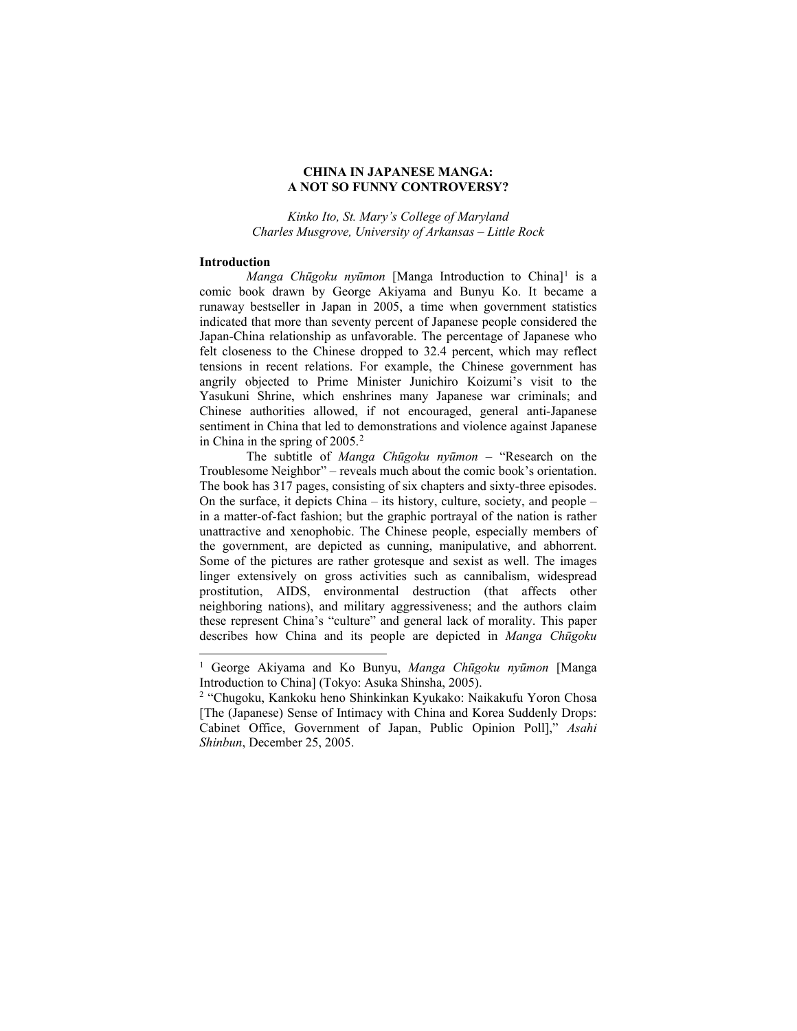# CHINA IN JAPANESE MANGA: A NOT SO FUNNY CONTROVERSY?

*Kinko Ito, St. Mary's College of Maryland*
*Charles Musgrove, University of Arkansas – Little Rock*

## Introduction

*Manga Chūgoku nyūmon* [Manga Introduction to China][1] is a comic book drawn by George Akiyama and Bunyu Ko. It became a runaway bestseller in Japan in 2005, a time when government statistics indicated that more than seventy percent of Japanese people considered the Japan-China relationship as unfavorable. The percentage of Japanese who felt closeness to the Chinese dropped to 32.4 percent, which may reflect tensions in recent relations. For example, the Chinese government has angrily objected to Prime Minister Junichiro Koizumi's visit to the Yasukuni Shrine, which enshrines many Japanese war criminals; and Chinese authorities allowed, if not encouraged, general anti-Japanese sentiment in China that led to demonstrations and violence against Japanese in China in the spring of 2005.[2]

The subtitle of *Manga Chūgoku nyūmon* – "Research on the Troublesome Neighbor" – reveals much about the comic book's orientation. The book has 317 pages, consisting of six chapters and sixty-three episodes. On the surface, it depicts China – its history, culture, society, and people – in a matter-of-fact fashion; but the graphic portrayal of the nation is rather unattractive and xenophobic. The Chinese people, especially members of the government, are depicted as cunning, manipulative, and abhorrent. Some of the pictures are rather grotesque and sexist as well. The images linger extensively on gross activities such as cannibalism, widespread prostitution, AIDS, environmental destruction (that affects other neighboring nations), and military aggressiveness; and the authors claim these represent China's "culture" and general lack of morality. This paper describes how China and its people are depicted in *Manga Chūgoku*

---

[1] George Akiyama and Ko Bunyu, *Manga Chūgoku nyūmon* [Manga Introduction to China] (Tokyo: Asuka Shinsha, 2005).

[2] "Chugoku, Kankoku heno Shinkinkan Kyukako: Naikakufu Yoron Chosa [The (Japanese) Sense of Intimacy with China and Korea Suddenly Drops: Cabinet Office, Government of Japan, Public Opinion Poll]," *Asahi Shinbun*, December 25, 2005.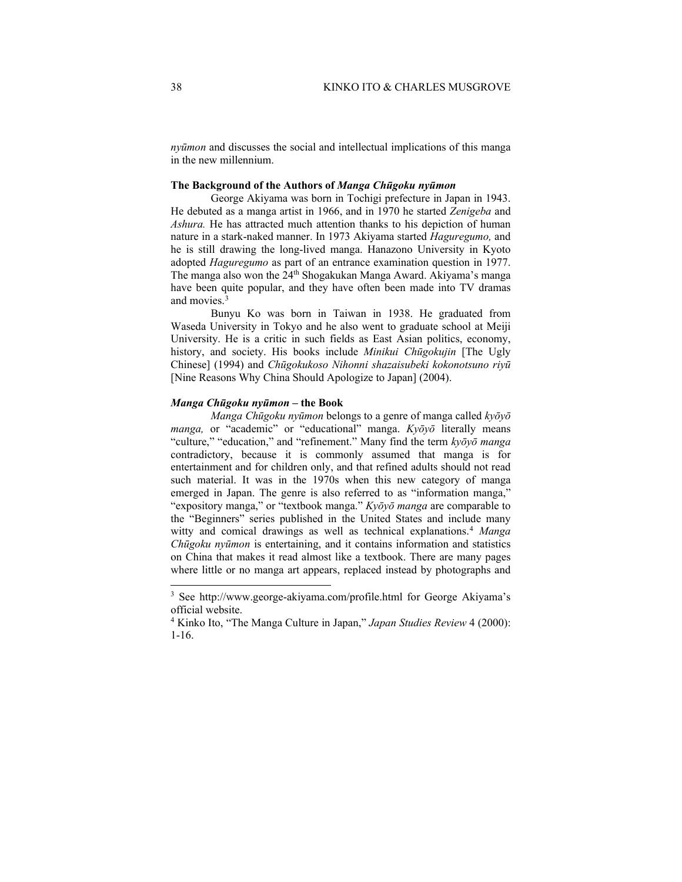*nyūmon* and discusses the social and intellectual implications of this manga in the new millennium.

**The Background of the Authors of *Manga Chūgoku nyūmon***

George Akiyama was born in Tochigi prefecture in Japan in 1943. He debuted as a manga artist in 1966, and in 1970 he started *Zenigeba* and *Ashura.* He has attracted much attention thanks to his depiction of human nature in a stark-naked manner. In 1973 Akiyama started *Haguregumo,* and he is still drawing the long-lived manga. Hanazono University in Kyoto adopted *Haguregumo* as part of an entrance examination question in 1977. The manga also won the 24th Shogakukan Manga Award. Akiyama's manga have been quite popular, and they have often been made into TV dramas and movies.[3]

Bunyu Ko was born in Taiwan in 1938. He graduated from Waseda University in Tokyo and he also went to graduate school at Meiji University. He is a critic in such fields as East Asian politics, economy, history, and society. His books include *Minikui Chūgokujin* [The Ugly Chinese] (1994) and *Chūgokukoso Nihonni shazaisubeki kokonotsuno riyū* [Nine Reasons Why China Should Apologize to Japan] (2004).

***Manga Chūgoku nyūmon* – the Book**

*Manga Chūgoku nyūmon* belongs to a genre of manga called *kyōyō manga,* or "academic" or "educational" manga. *Kyōyō* literally means "culture," "education," and "refinement." Many find the term *kyōyō manga* contradictory, because it is commonly assumed that manga is for entertainment and for children only, and that refined adults should not read such material. It was in the 1970s when this new category of manga emerged in Japan. The genre is also referred to as "information manga," "expository manga," or "textbook manga." *Kyōyō manga* are comparable to the "Beginners" series published in the United States and include many witty and comical drawings as well as technical explanations.[4] *Manga Chūgoku nyūmon* is entertaining, and it contains information and statistics on China that makes it read almost like a textbook. There are many pages where little or no manga art appears, replaced instead by photographs and

---

[3] See http://www.george-akiyama.com/profile.html for George Akiyama's official website.

[4] Kinko Ito, "The Manga Culture in Japan," *Japan Studies Review* 4 (2000): 1-16.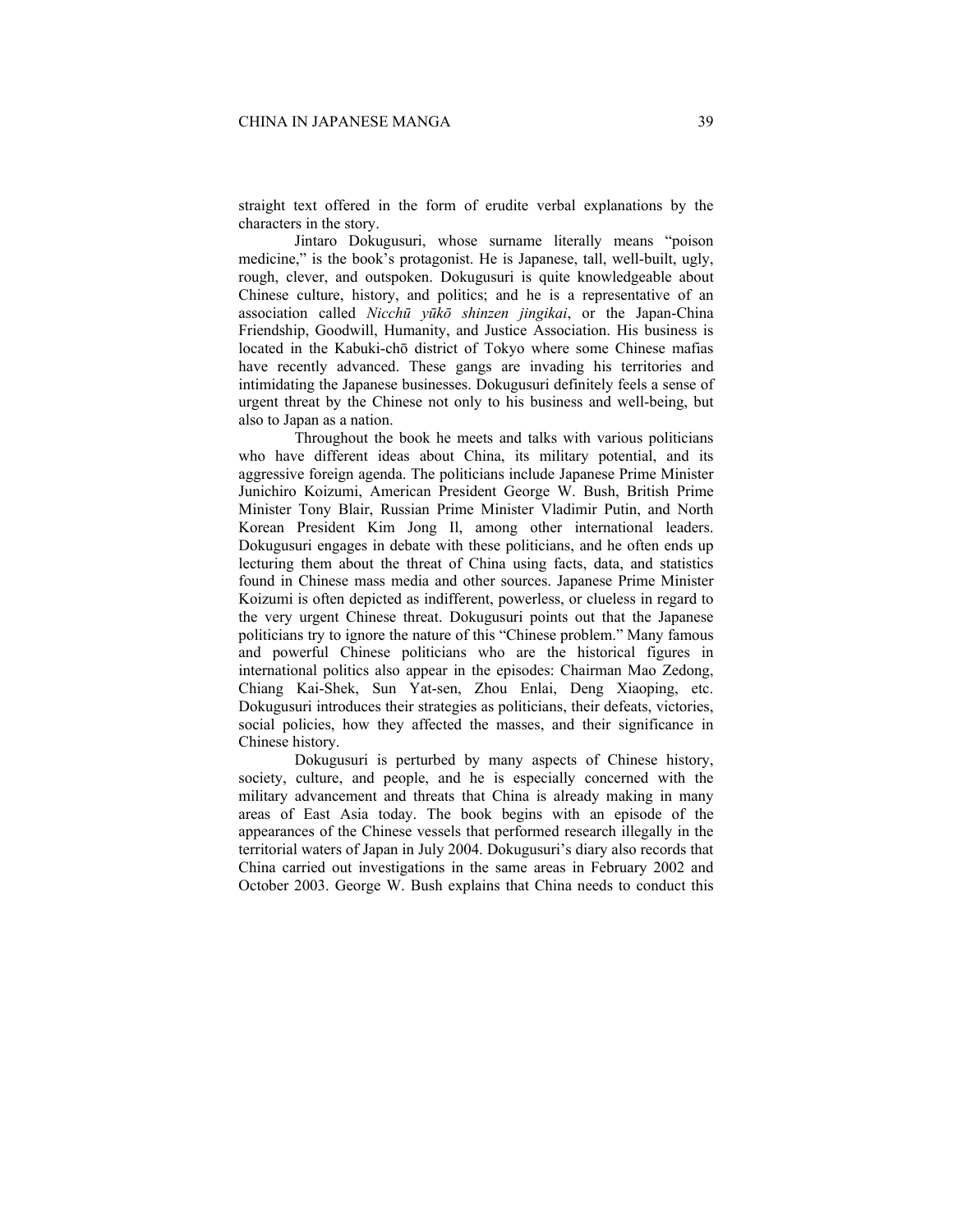straight text offered in the form of erudite verbal explanations by the characters in the story.

Jintaro Dokugusuri, whose surname literally means "poison medicine," is the book's protagonist. He is Japanese, tall, well-built, ugly, rough, clever, and outspoken. Dokugusuri is quite knowledgeable about Chinese culture, history, and politics; and he is a representative of an association called *Nicchū yūkō shinzen jingikai*, or the Japan-China Friendship, Goodwill, Humanity, and Justice Association. His business is located in the Kabuki-chō district of Tokyo where some Chinese mafias have recently advanced. These gangs are invading his territories and intimidating the Japanese businesses. Dokugusuri definitely feels a sense of urgent threat by the Chinese not only to his business and well-being, but also to Japan as a nation.

Throughout the book he meets and talks with various politicians who have different ideas about China, its military potential, and its aggressive foreign agenda. The politicians include Japanese Prime Minister Junichiro Koizumi, American President George W. Bush, British Prime Minister Tony Blair, Russian Prime Minister Vladimir Putin, and North Korean President Kim Jong Il, among other international leaders. Dokugusuri engages in debate with these politicians, and he often ends up lecturing them about the threat of China using facts, data, and statistics found in Chinese mass media and other sources. Japanese Prime Minister Koizumi is often depicted as indifferent, powerless, or clueless in regard to the very urgent Chinese threat. Dokugusuri points out that the Japanese politicians try to ignore the nature of this "Chinese problem." Many famous and powerful Chinese politicians who are the historical figures in international politics also appear in the episodes: Chairman Mao Zedong, Chiang Kai-Shek, Sun Yat-sen, Zhou Enlai, Deng Xiaoping, etc. Dokugusuri introduces their strategies as politicians, their defeats, victories, social policies, how they affected the masses, and their significance in Chinese history.

Dokugusuri is perturbed by many aspects of Chinese history, society, culture, and people, and he is especially concerned with the military advancement and threats that China is already making in many areas of East Asia today. The book begins with an episode of the appearances of the Chinese vessels that performed research illegally in the territorial waters of Japan in July 2004. Dokugusuri's diary also records that China carried out investigations in the same areas in February 2002 and October 2003. George W. Bush explains that China needs to conduct this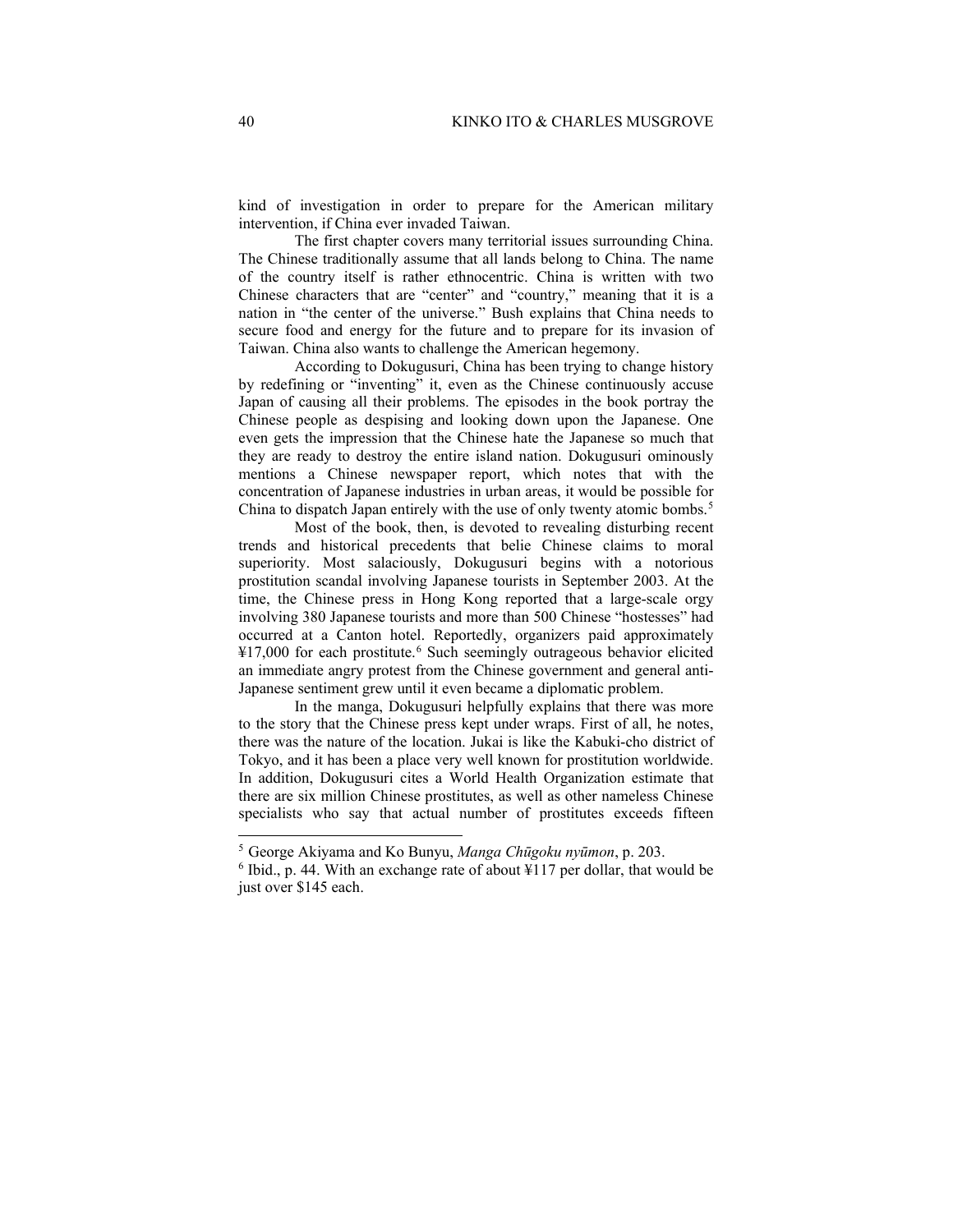kind of investigation in order to prepare for the American military intervention, if China ever invaded Taiwan.

The first chapter covers many territorial issues surrounding China. The Chinese traditionally assume that all lands belong to China. The name of the country itself is rather ethnocentric. China is written with two Chinese characters that are "center" and "country," meaning that it is a nation in "the center of the universe." Bush explains that China needs to secure food and energy for the future and to prepare for its invasion of Taiwan. China also wants to challenge the American hegemony.

According to Dokugusuri, China has been trying to change history by redefining or "inventing" it, even as the Chinese continuously accuse Japan of causing all their problems. The episodes in the book portray the Chinese people as despising and looking down upon the Japanese. One even gets the impression that the Chinese hate the Japanese so much that they are ready to destroy the entire island nation. Dokugusuri ominously mentions a Chinese newspaper report, which notes that with the concentration of Japanese industries in urban areas, it would be possible for China to dispatch Japan entirely with the use of only twenty atomic bombs.[5]

Most of the book, then, is devoted to revealing disturbing recent trends and historical precedents that belie Chinese claims to moral superiority. Most salaciously, Dokugusuri begins with a notorious prostitution scandal involving Japanese tourists in September 2003. At the time, the Chinese press in Hong Kong reported that a large-scale orgy involving 380 Japanese tourists and more than 500 Chinese "hostesses" had occurred at a Canton hotel. Reportedly, organizers paid approximately ¥17,000 for each prostitute.[6] Such seemingly outrageous behavior elicited an immediate angry protest from the Chinese government and general anti-Japanese sentiment grew until it even became a diplomatic problem.

In the manga, Dokugusuri helpfully explains that there was more to the story that the Chinese press kept under wraps. First of all, he notes, there was the nature of the location. Jukai is like the Kabuki-cho district of Tokyo, and it has been a place very well known for prostitution worldwide. In addition, Dokugusuri cites a World Health Organization estimate that there are six million Chinese prostitutes, as well as other nameless Chinese specialists who say that actual number of prostitutes exceeds fifteen

---

[5] George Akiyama and Ko Bunyu, *Manga Chūgoku nyūmon*, p. 203.

[6] Ibid., p. 44. With an exchange rate of about ¥117 per dollar, that would be just over $145 each.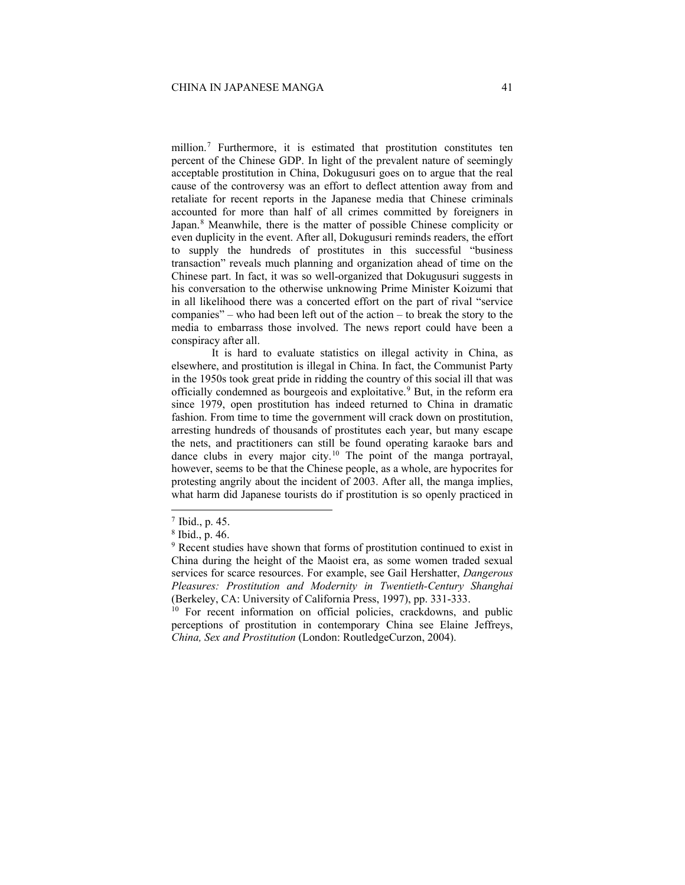million.[7] Furthermore, it is estimated that prostitution constitutes ten percent of the Chinese GDP. In light of the prevalent nature of seemingly acceptable prostitution in China, Dokugusuri goes on to argue that the real cause of the controversy was an effort to deflect attention away from and retaliate for recent reports in the Japanese media that Chinese criminals accounted for more than half of all crimes committed by foreigners in Japan.[8] Meanwhile, there is the matter of possible Chinese complicity or even duplicity in the event. After all, Dokugusuri reminds readers, the effort to supply the hundreds of prostitutes in this successful "business transaction" reveals much planning and organization ahead of time on the Chinese part. In fact, it was so well-organized that Dokugusuri suggests in his conversation to the otherwise unknowing Prime Minister Koizumi that in all likelihood there was a concerted effort on the part of rival "service companies" – who had been left out of the action – to break the story to the media to embarrass those involved. The news report could have been a conspiracy after all.

It is hard to evaluate statistics on illegal activity in China, as elsewhere, and prostitution is illegal in China. In fact, the Communist Party in the 1950s took great pride in ridding the country of this social ill that was officially condemned as bourgeois and exploitative.[9] But, in the reform era since 1979, open prostitution has indeed returned to China in dramatic fashion. From time to time the government will crack down on prostitution, arresting hundreds of thousands of prostitutes each year, but many escape the nets, and practitioners can still be found operating karaoke bars and dance clubs in every major city.[10] The point of the manga portrayal, however, seems to be that the Chinese people, as a whole, are hypocrites for protesting angrily about the incident of 2003. After all, the manga implies, what harm did Japanese tourists do if prostitution is so openly practiced in

---

[7] Ibid., p. 45.

[8] Ibid., p. 46.

[9] Recent studies have shown that forms of prostitution continued to exist in China during the height of the Maoist era, as some women traded sexual services for scarce resources. For example, see Gail Hershatter, *Dangerous Pleasures: Prostitution and Modernity in Twentieth-Century Shanghai* (Berkeley, CA: University of California Press, 1997), pp. 331-333.

[10] For recent information on official policies, crackdowns, and public perceptions of prostitution in contemporary China see Elaine Jeffreys, *China, Sex and Prostitution* (London: RoutledgeCurzon, 2004).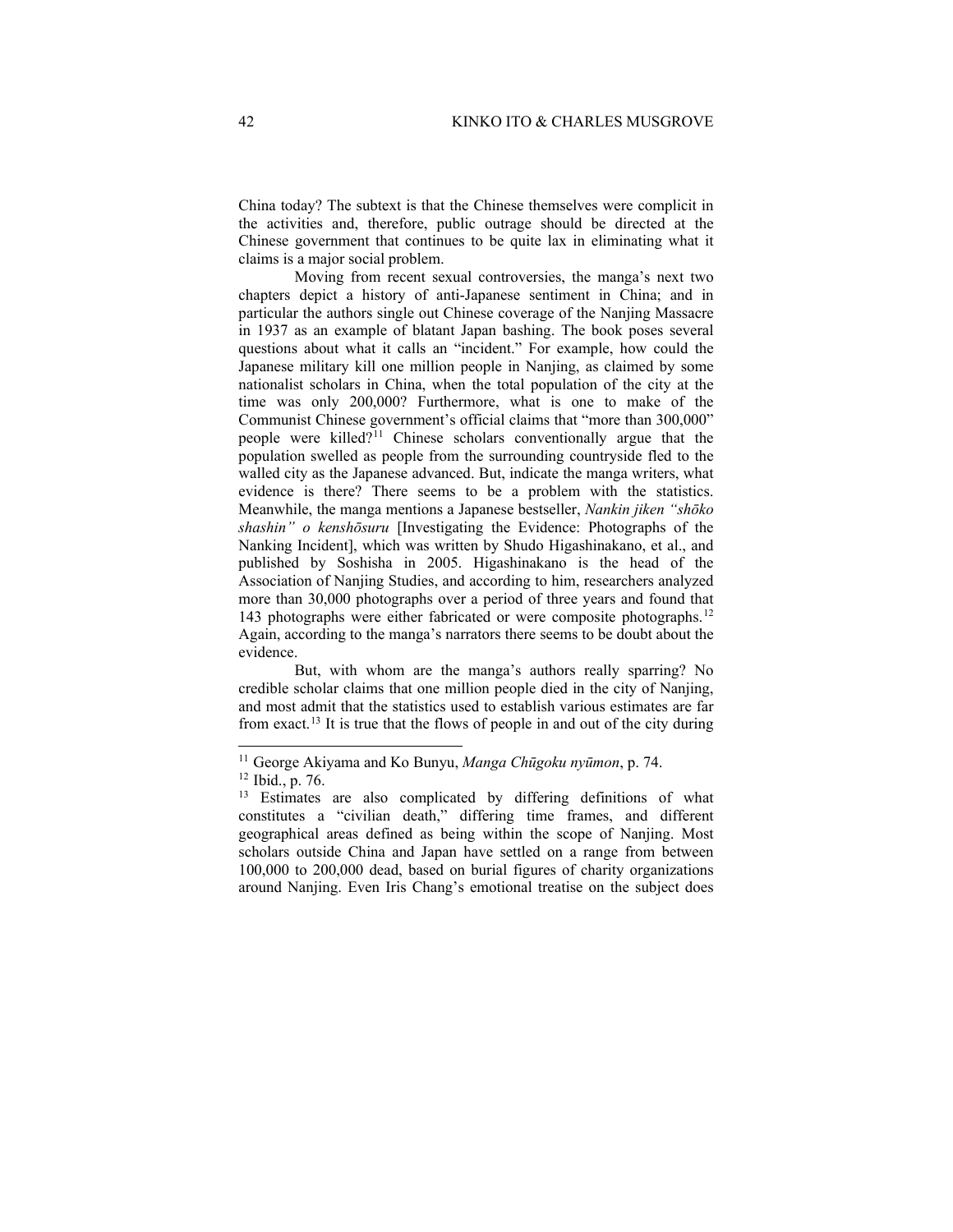China today? The subtext is that the Chinese themselves were complicit in the activities and, therefore, public outrage should be directed at the Chinese government that continues to be quite lax in eliminating what it claims is a major social problem.

Moving from recent sexual controversies, the manga's next two chapters depict a history of anti-Japanese sentiment in China; and in particular the authors single out Chinese coverage of the Nanjing Massacre in 1937 as an example of blatant Japan bashing. The book poses several questions about what it calls an "incident." For example, how could the Japanese military kill one million people in Nanjing, as claimed by some nationalist scholars in China, when the total population of the city at the time was only 200,000? Furthermore, what is one to make of the Communist Chinese government's official claims that "more than 300,000" people were killed?[11] Chinese scholars conventionally argue that the population swelled as people from the surrounding countryside fled to the walled city as the Japanese advanced. But, indicate the manga writers, what evidence is there? There seems to be a problem with the statistics. Meanwhile, the manga mentions a Japanese bestseller, *Nankin jiken "shōko shashin" o kenshōsuru* [Investigating the Evidence: Photographs of the Nanking Incident], which was written by Shudo Higashinakano, et al., and published by Soshisha in 2005. Higashinakano is the head of the Association of Nanjing Studies, and according to him, researchers analyzed more than 30,000 photographs over a period of three years and found that 143 photographs were either fabricated or were composite photographs.[12] Again, according to the manga's narrators there seems to be doubt about the evidence.

But, with whom are the manga's authors really sparring? No credible scholar claims that one million people died in the city of Nanjing, and most admit that the statistics used to establish various estimates are far from exact.[13] It is true that the flows of people in and out of the city during

---

[11] George Akiyama and Ko Bunyu, *Manga Chūgoku nyūmon*, p. 74.

[12] Ibid., p. 76.

[13] Estimates are also complicated by differing definitions of what constitutes a "civilian death," differing time frames, and different geographical areas defined as being within the scope of Nanjing. Most scholars outside China and Japan have settled on a range from between 100,000 to 200,000 dead, based on burial figures of charity organizations around Nanjing. Even Iris Chang's emotional treatise on the subject does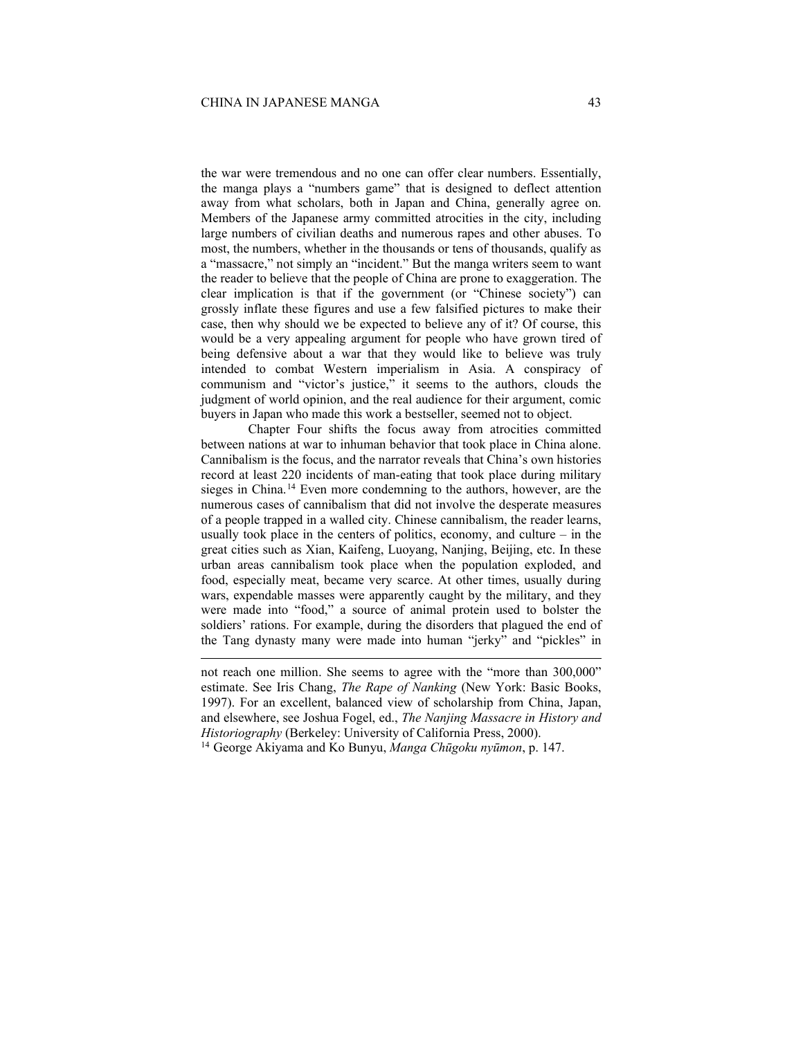the war were tremendous and no one can offer clear numbers. Essentially, the manga plays a "numbers game" that is designed to deflect attention away from what scholars, both in Japan and China, generally agree on. Members of the Japanese army committed atrocities in the city, including large numbers of civilian deaths and numerous rapes and other abuses. To most, the numbers, whether in the thousands or tens of thousands, qualify as a "massacre," not simply an "incident." But the manga writers seem to want the reader to believe that the people of China are prone to exaggeration. The clear implication is that if the government (or "Chinese society") can grossly inflate these figures and use a few falsified pictures to make their case, then why should we be expected to believe any of it? Of course, this would be a very appealing argument for people who have grown tired of being defensive about a war that they would like to believe was truly intended to combat Western imperialism in Asia. A conspiracy of communism and "victor's justice," it seems to the authors, clouds the judgment of world opinion, and the real audience for their argument, comic buyers in Japan who made this work a bestseller, seemed not to object.

Chapter Four shifts the focus away from atrocities committed between nations at war to inhuman behavior that took place in China alone. Cannibalism is the focus, and the narrator reveals that China's own histories record at least 220 incidents of man-eating that took place during military sieges in China.[14] Even more condemning to the authors, however, are the numerous cases of cannibalism that did not involve the desperate measures of a people trapped in a walled city. Chinese cannibalism, the reader learns, usually took place in the centers of politics, economy, and culture – in the great cities such as Xian, Kaifeng, Luoyang, Nanjing, Beijing, etc. In these urban areas cannibalism took place when the population exploded, and food, especially meat, became very scarce. At other times, usually during wars, expendable masses were apparently caught by the military, and they were made into "food," a source of animal protein used to bolster the soldiers' rations. For example, during the disorders that plagued the end of the Tang dynasty many were made into human "jerky" and "pickles" in

---

not reach one million. She seems to agree with the "more than 300,000" estimate. See Iris Chang, *The Rape of Nanking* (New York: Basic Books, 1997). For an excellent, balanced view of scholarship from China, Japan, and elsewhere, see Joshua Fogel, ed., *The Nanjing Massacre in History and Historiography* (Berkeley: University of California Press, 2000).

[14] George Akiyama and Ko Bunyu, *Manga Chūgoku nyūmon*, p. 147.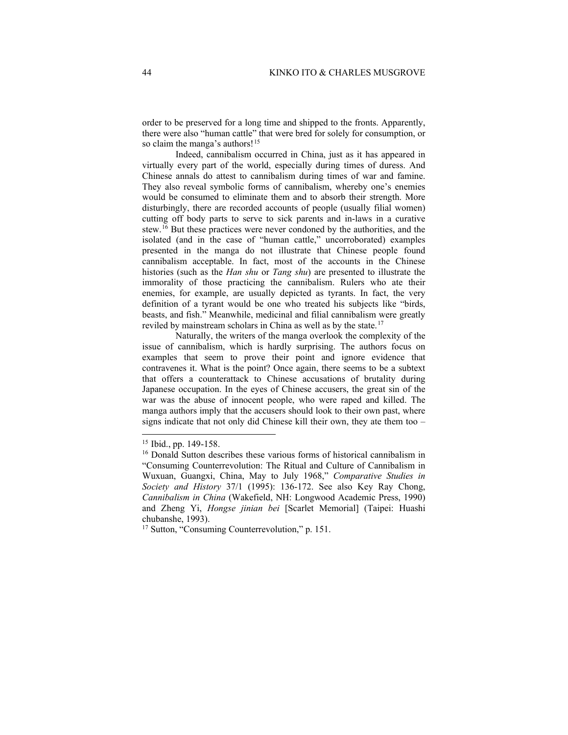order to be preserved for a long time and shipped to the fronts. Apparently, there were also "human cattle" that were bred for solely for consumption, or so claim the manga's authors![15]

Indeed, cannibalism occurred in China, just as it has appeared in virtually every part of the world, especially during times of duress. And Chinese annals do attest to cannibalism during times of war and famine. They also reveal symbolic forms of cannibalism, whereby one's enemies would be consumed to eliminate them and to absorb their strength. More disturbingly, there are recorded accounts of people (usually filial women) cutting off body parts to serve to sick parents and in-laws in a curative stew.[16] But these practices were never condoned by the authorities, and the isolated (and in the case of "human cattle," uncorroborated) examples presented in the manga do not illustrate that Chinese people found cannibalism acceptable. In fact, most of the accounts in the Chinese histories (such as the *Han shu* or *Tang shu*) are presented to illustrate the immorality of those practicing the cannibalism. Rulers who ate their enemies, for example, are usually depicted as tyrants. In fact, the very definition of a tyrant would be one who treated his subjects like "birds, beasts, and fish." Meanwhile, medicinal and filial cannibalism were greatly reviled by mainstream scholars in China as well as by the state.[17]

Naturally, the writers of the manga overlook the complexity of the issue of cannibalism, which is hardly surprising. The authors focus on examples that seem to prove their point and ignore evidence that contravenes it. What is the point? Once again, there seems to be a subtext that offers a counterattack to Chinese accusations of brutality during Japanese occupation. In the eyes of Chinese accusers, the great sin of the war was the abuse of innocent people, who were raped and killed. The manga authors imply that the accusers should look to their own past, where signs indicate that not only did Chinese kill their own, they ate them too –

---

[15] Ibid., pp. 149-158.

[16] Donald Sutton describes these various forms of historical cannibalism in "Consuming Counterrevolution: The Ritual and Culture of Cannibalism in Wuxuan, Guangxi, China, May to July 1968," *Comparative Studies in Society and History* 37/1 (1995): 136-172. See also Key Ray Chong, *Cannibalism in China* (Wakefield, NH: Longwood Academic Press, 1990) and Zheng Yi, *Hongse jinian bei* [Scarlet Memorial] (Taipei: Huashi chubanshe, 1993).

[17] Sutton, "Consuming Counterrevolution," p. 151.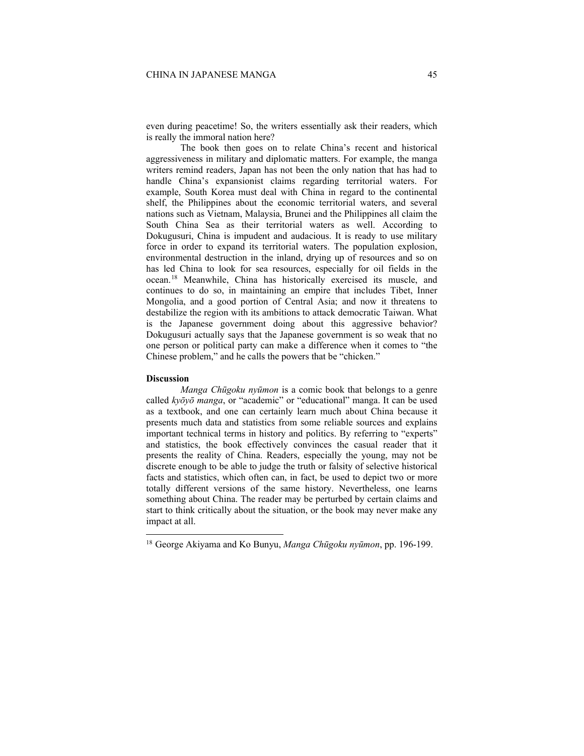even during peacetime! So, the writers essentially ask their readers, which is really the immoral nation here?

The book then goes on to relate China's recent and historical aggressiveness in military and diplomatic matters. For example, the manga writers remind readers, Japan has not been the only nation that has had to handle China's expansionist claims regarding territorial waters. For example, South Korea must deal with China in regard to the continental shelf, the Philippines about the economic territorial waters, and several nations such as Vietnam, Malaysia, Brunei and the Philippines all claim the South China Sea as their territorial waters as well. According to Dokugusuri, China is impudent and audacious. It is ready to use military force in order to expand its territorial waters. The population explosion, environmental destruction in the inland, drying up of resources and so on has led China to look for sea resources, especially for oil fields in the ocean.[18] Meanwhile, China has historically exercised its muscle, and continues to do so, in maintaining an empire that includes Tibet, Inner Mongolia, and a good portion of Central Asia; and now it threatens to destabilize the region with its ambitions to attack democratic Taiwan. What is the Japanese government doing about this aggressive behavior? Dokugusuri actually says that the Japanese government is so weak that no one person or political party can make a difference when it comes to "the Chinese problem," and he calls the powers that be "chicken."

**Discussion**

*Manga Chūgoku nyūmon* is a comic book that belongs to a genre called *kyōyō manga*, or "academic" or "educational" manga. It can be used as a textbook, and one can certainly learn much about China because it presents much data and statistics from some reliable sources and explains important technical terms in history and politics. By referring to "experts" and statistics, the book effectively convinces the casual reader that it presents the reality of China. Readers, especially the young, may not be discrete enough to be able to judge the truth or falsity of selective historical facts and statistics, which often can, in fact, be used to depict two or more totally different versions of the same history. Nevertheless, one learns something about China. The reader may be perturbed by certain claims and start to think critically about the situation, or the book may never make any impact at all.

[18] George Akiyama and Ko Bunyu, *Manga Chūgoku nyūmon*, pp. 196-199.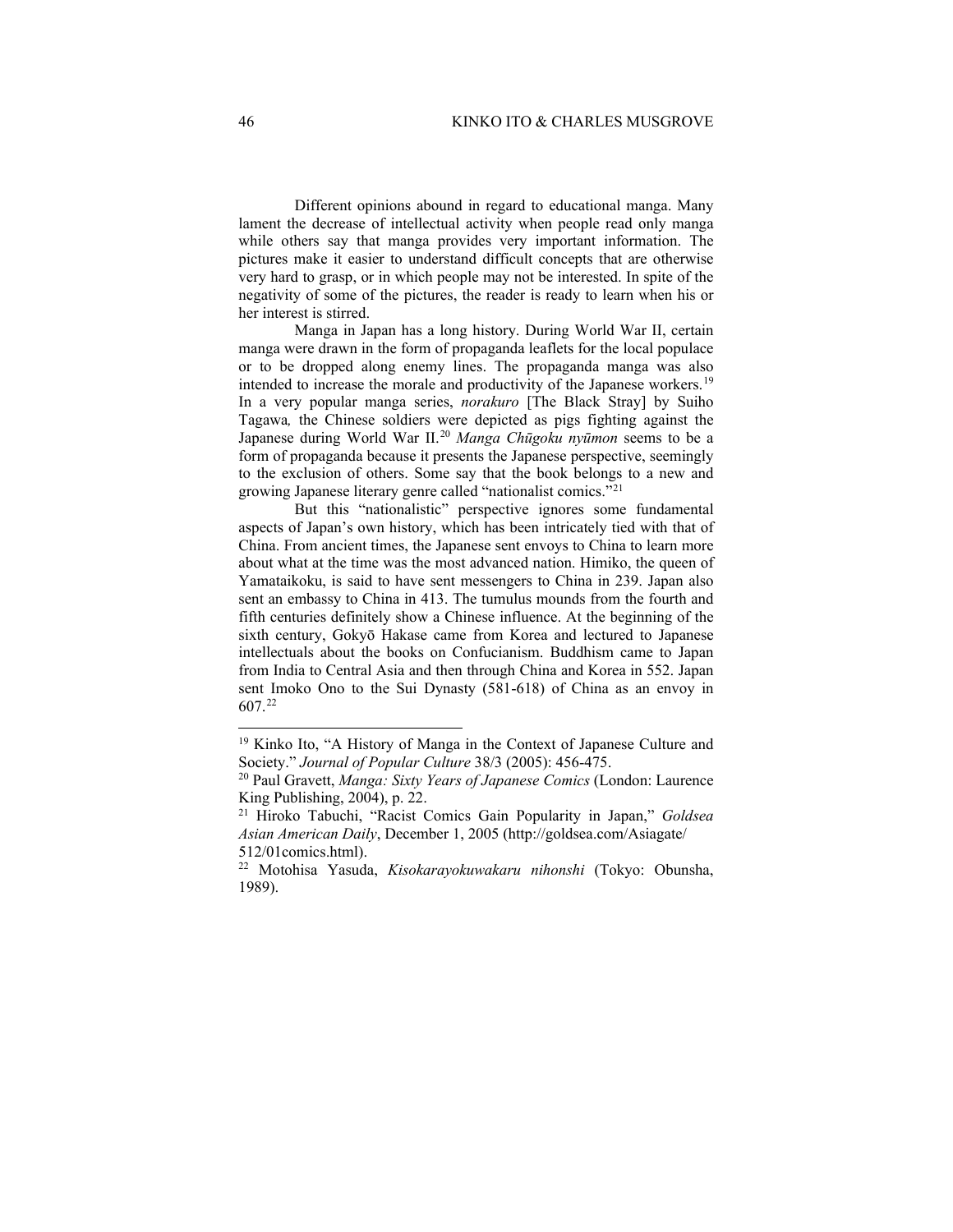Different opinions abound in regard to educational manga. Many lament the decrease of intellectual activity when people read only manga while others say that manga provides very important information. The pictures make it easier to understand difficult concepts that are otherwise very hard to grasp, or in which people may not be interested. In spite of the negativity of some of the pictures, the reader is ready to learn when his or her interest is stirred.

Manga in Japan has a long history. During World War II, certain manga were drawn in the form of propaganda leaflets for the local populace or to be dropped along enemy lines. The propaganda manga was also intended to increase the morale and productivity of the Japanese workers.[19] In a very popular manga series, *norakuro* [The Black Stray] by Suiho Tagawa*,* the Chinese soldiers were depicted as pigs fighting against the Japanese during World War II.[20] *Manga Chūgoku nyūmon* seems to be a form of propaganda because it presents the Japanese perspective, seemingly to the exclusion of others. Some say that the book belongs to a new and growing Japanese literary genre called "nationalist comics."[21]

But this "nationalistic" perspective ignores some fundamental aspects of Japan's own history, which has been intricately tied with that of China. From ancient times, the Japanese sent envoys to China to learn more about what at the time was the most advanced nation. Himiko, the queen of Yamataikoku, is said to have sent messengers to China in 239. Japan also sent an embassy to China in 413. The tumulus mounds from the fourth and fifth centuries definitely show a Chinese influence. At the beginning of the sixth century, Gokyō Hakase came from Korea and lectured to Japanese intellectuals about the books on Confucianism. Buddhism came to Japan from India to Central Asia and then through China and Korea in 552. Japan sent Imoko Ono to the Sui Dynasty (581-618) of China as an envoy in 607.[22]

---

[19] Kinko Ito, "A History of Manga in the Context of Japanese Culture and Society." *Journal of Popular Culture* 38/3 (2005): 456-475.

[20] Paul Gravett, *Manga: Sixty Years of Japanese Comics* (London: Laurence King Publishing, 2004), p. 22.

[21] Hiroko Tabuchi, "Racist Comics Gain Popularity in Japan," *Goldsea Asian American Daily*, December 1, 2005 (http://goldsea.com/Asiagate/512/01comics.html).

[22] Motohisa Yasuda, *Kisokarayokuwakaru nihonshi* (Tokyo: Obunsha, 1989).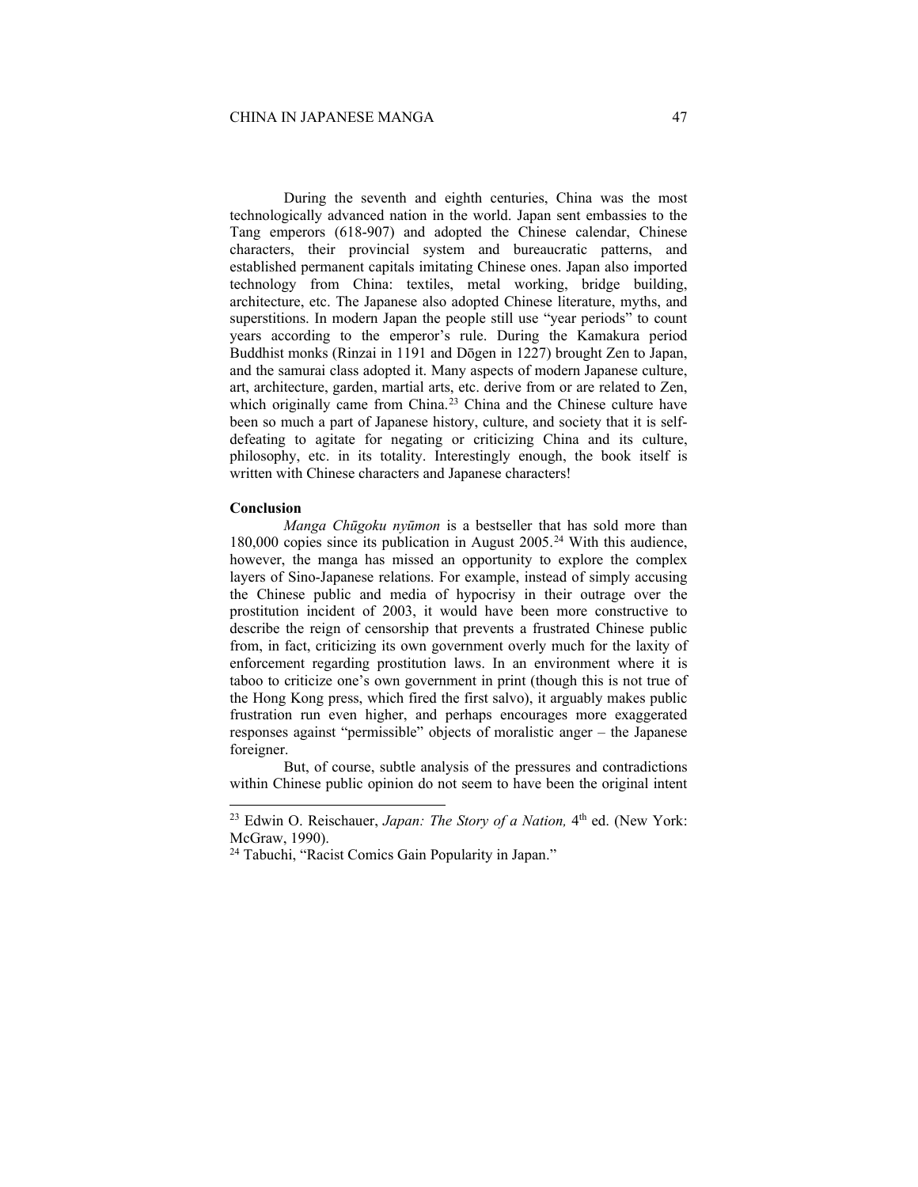During the seventh and eighth centuries, China was the most technologically advanced nation in the world. Japan sent embassies to the Tang emperors (618-907) and adopted the Chinese calendar, Chinese characters, their provincial system and bureaucratic patterns, and established permanent capitals imitating Chinese ones. Japan also imported technology from China: textiles, metal working, bridge building, architecture, etc. The Japanese also adopted Chinese literature, myths, and superstitions. In modern Japan the people still use "year periods" to count years according to the emperor's rule. During the Kamakura period Buddhist monks (Rinzai in 1191 and Dōgen in 1227) brought Zen to Japan, and the samurai class adopted it. Many aspects of modern Japanese culture, art, architecture, garden, martial arts, etc. derive from or are related to Zen, which originally came from China.[23] China and the Chinese culture have been so much a part of Japanese history, culture, and society that it is self-defeating to agitate for negating or criticizing China and its culture, philosophy, etc. in its totality. Interestingly enough, the book itself is written with Chinese characters and Japanese characters!

**Conclusion**

*Manga Chūgoku nyūmon* is a bestseller that has sold more than 180,000 copies since its publication in August 2005.[24] With this audience, however, the manga has missed an opportunity to explore the complex layers of Sino-Japanese relations. For example, instead of simply accusing the Chinese public and media of hypocrisy in their outrage over the prostitution incident of 2003, it would have been more constructive to describe the reign of censorship that prevents a frustrated Chinese public from, in fact, criticizing its own government overly much for the laxity of enforcement regarding prostitution laws. In an environment where it is taboo to criticize one's own government in print (though this is not true of the Hong Kong press, which fired the first salvo), it arguably makes public frustration run even higher, and perhaps encourages more exaggerated responses against "permissible" objects of moralistic anger – the Japanese foreigner.

But, of course, subtle analysis of the pressures and contradictions within Chinese public opinion do not seem to have been the original intent

---

[23] Edwin O. Reischauer, *Japan: The Story of a Nation,* 4th ed. (New York: McGraw, 1990).

[24] Tabuchi, "Racist Comics Gain Popularity in Japan."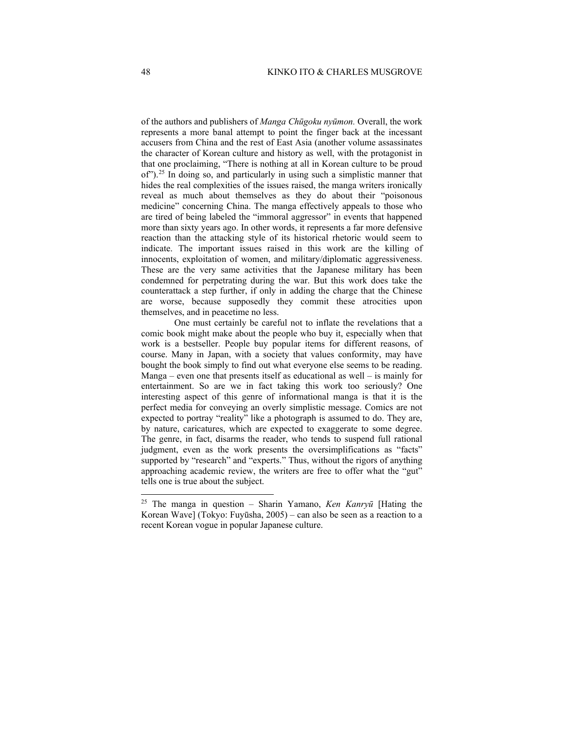of the authors and publishers of *Manga Chūgoku nyūmon.* Overall, the work represents a more banal attempt to point the finger back at the incessant accusers from China and the rest of East Asia (another volume assassinates the character of Korean culture and history as well, with the protagonist in that one proclaiming, "There is nothing at all in Korean culture to be proud of").[25] In doing so, and particularly in using such a simplistic manner that hides the real complexities of the issues raised, the manga writers ironically reveal as much about themselves as they do about their "poisonous medicine" concerning China. The manga effectively appeals to those who are tired of being labeled the "immoral aggressor" in events that happened more than sixty years ago. In other words, it represents a far more defensive reaction than the attacking style of its historical rhetoric would seem to indicate. The important issues raised in this work are the killing of innocents, exploitation of women, and military/diplomatic aggressiveness. These are the very same activities that the Japanese military has been condemned for perpetrating during the war. But this work does take the counterattack a step further, if only in adding the charge that the Chinese are worse, because supposedly they commit these atrocities upon themselves, and in peacetime no less.

One must certainly be careful not to inflate the revelations that a comic book might make about the people who buy it, especially when that work is a bestseller. People buy popular items for different reasons, of course. Many in Japan, with a society that values conformity, may have bought the book simply to find out what everyone else seems to be reading. Manga – even one that presents itself as educational as well – is mainly for entertainment. So are we in fact taking this work too seriously? One interesting aspect of this genre of informational manga is that it is the perfect media for conveying an overly simplistic message. Comics are not expected to portray "reality" like a photograph is assumed to do. They are, by nature, caricatures, which are expected to exaggerate to some degree. The genre, in fact, disarms the reader, who tends to suspend full rational judgment, even as the work presents the oversimplifications as "facts" supported by "research" and "experts." Thus, without the rigors of anything approaching academic review, the writers are free to offer what the "gut" tells one is true about the subject.

---

[25] The manga in question – Sharin Yamano, *Ken Kanryū* [Hating the Korean Wave] (Tokyo: Fuyūsha, 2005) – can also be seen as a reaction to a recent Korean vogue in popular Japanese culture.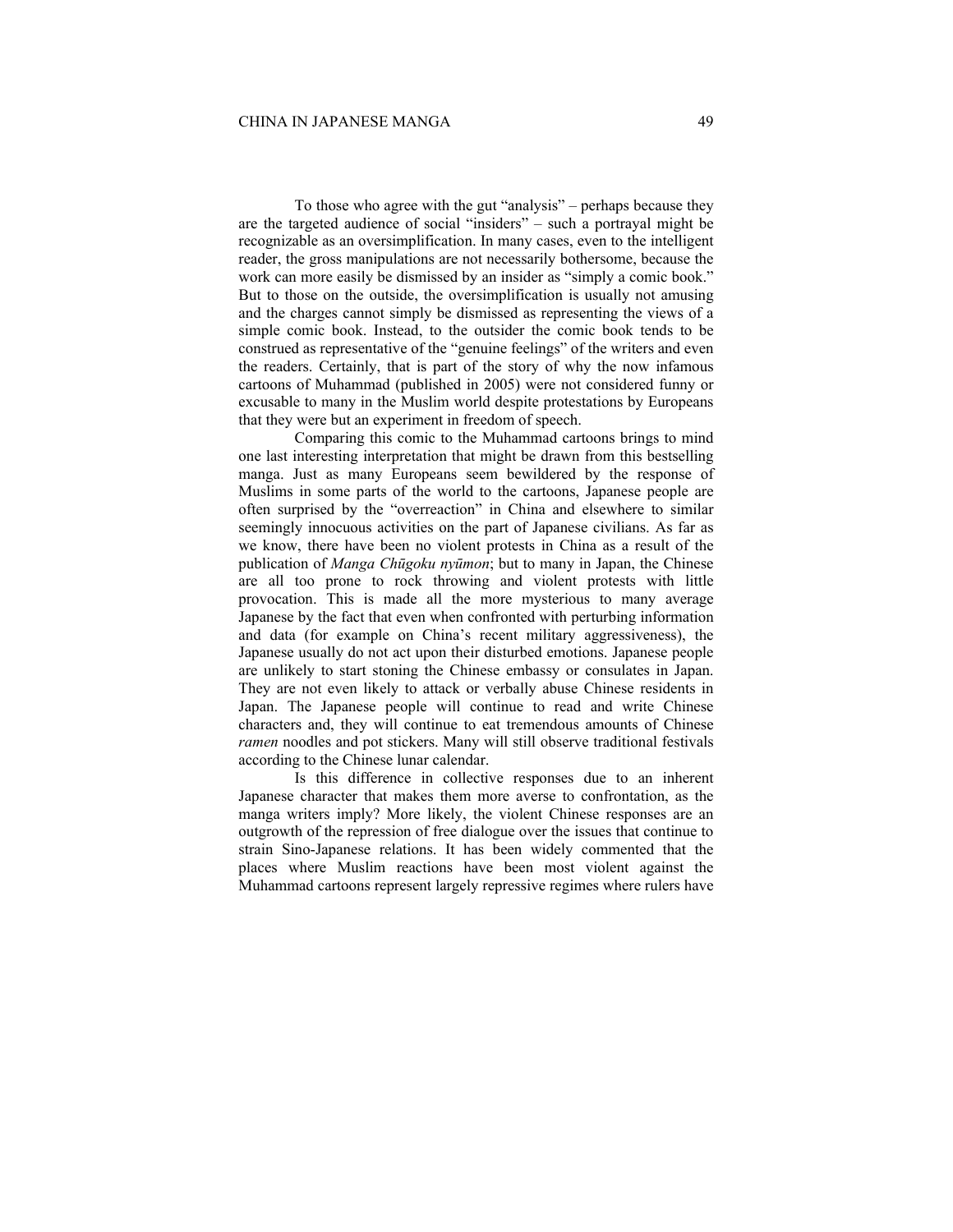To those who agree with the gut "analysis" – perhaps because they are the targeted audience of social "insiders" – such a portrayal might be recognizable as an oversimplification. In many cases, even to the intelligent reader, the gross manipulations are not necessarily bothersome, because the work can more easily be dismissed by an insider as "simply a comic book." But to those on the outside, the oversimplification is usually not amusing and the charges cannot simply be dismissed as representing the views of a simple comic book. Instead, to the outsider the comic book tends to be construed as representative of the "genuine feelings" of the writers and even the readers. Certainly, that is part of the story of why the now infamous cartoons of Muhammad (published in 2005) were not considered funny or excusable to many in the Muslim world despite protestations by Europeans that they were but an experiment in freedom of speech.

Comparing this comic to the Muhammad cartoons brings to mind one last interesting interpretation that might be drawn from this bestselling manga. Just as many Europeans seem bewildered by the response of Muslims in some parts of the world to the cartoons, Japanese people are often surprised by the "overreaction" in China and elsewhere to similar seemingly innocuous activities on the part of Japanese civilians. As far as we know, there have been no violent protests in China as a result of the publication of *Manga Chūgoku nyūmon*; but to many in Japan, the Chinese are all too prone to rock throwing and violent protests with little provocation. This is made all the more mysterious to many average Japanese by the fact that even when confronted with perturbing information and data (for example on China's recent military aggressiveness), the Japanese usually do not act upon their disturbed emotions. Japanese people are unlikely to start stoning the Chinese embassy or consulates in Japan. They are not even likely to attack or verbally abuse Chinese residents in Japan. The Japanese people will continue to read and write Chinese characters and, they will continue to eat tremendous amounts of Chinese *ramen* noodles and pot stickers. Many will still observe traditional festivals according to the Chinese lunar calendar.

Is this difference in collective responses due to an inherent Japanese character that makes them more averse to confrontation, as the manga writers imply? More likely, the violent Chinese responses are an outgrowth of the repression of free dialogue over the issues that continue to strain Sino-Japanese relations. It has been widely commented that the places where Muslim reactions have been most violent against the Muhammad cartoons represent largely repressive regimes where rulers have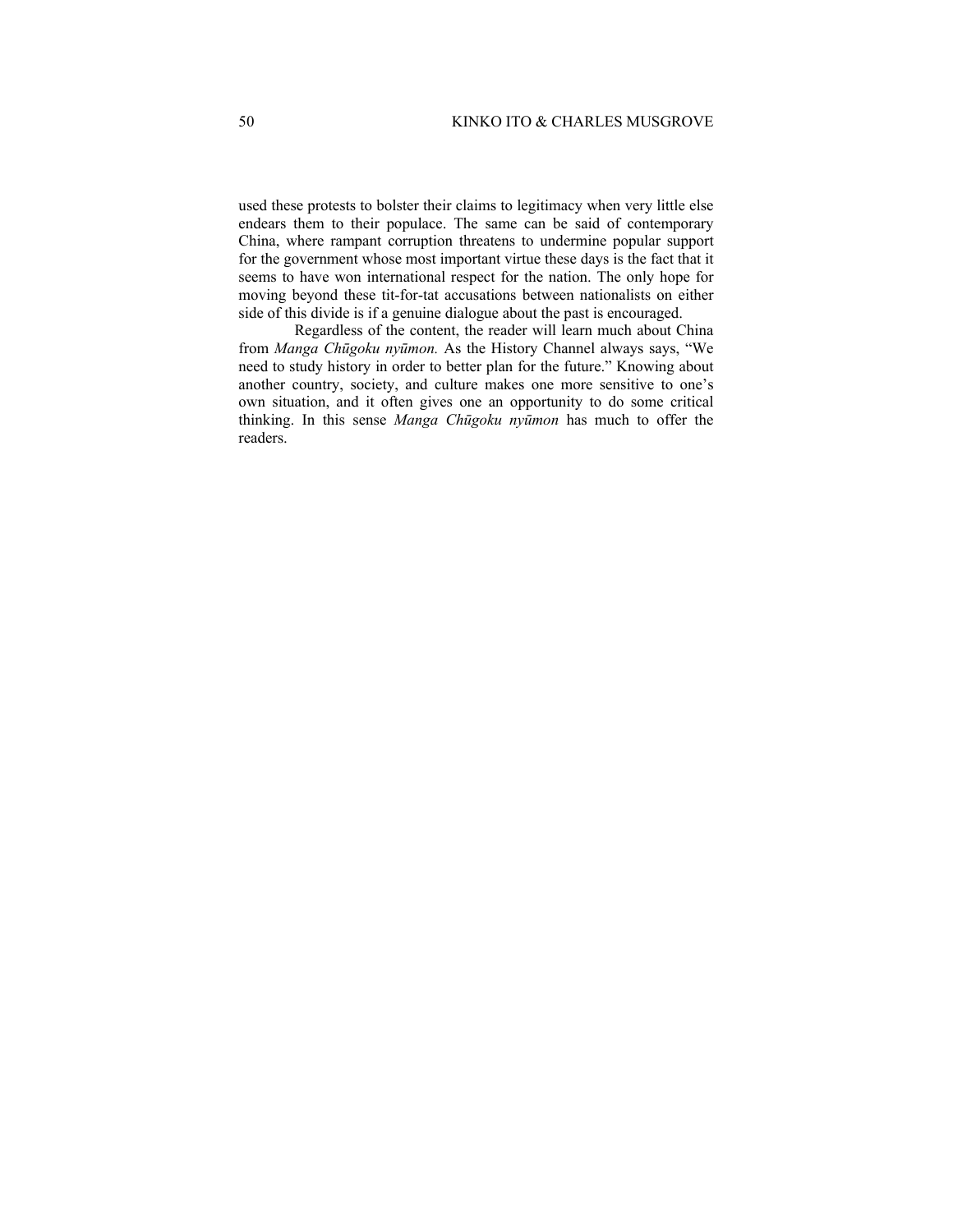used these protests to bolster their claims to legitimacy when very little else endears them to their populace. The same can be said of contemporary China, where rampant corruption threatens to undermine popular support for the government whose most important virtue these days is the fact that it seems to have won international respect for the nation. The only hope for moving beyond these tit-for-tat accusations between nationalists on either side of this divide is if a genuine dialogue about the past is encouraged.

Regardless of the content, the reader will learn much about China from *Manga Chūgoku nyūmon.* As the History Channel always says, "We need to study history in order to better plan for the future." Knowing about another country, society, and culture makes one more sensitive to one's own situation, and it often gives one an opportunity to do some critical thinking. In this sense *Manga Chūgoku nyūmon* has much to offer the readers.